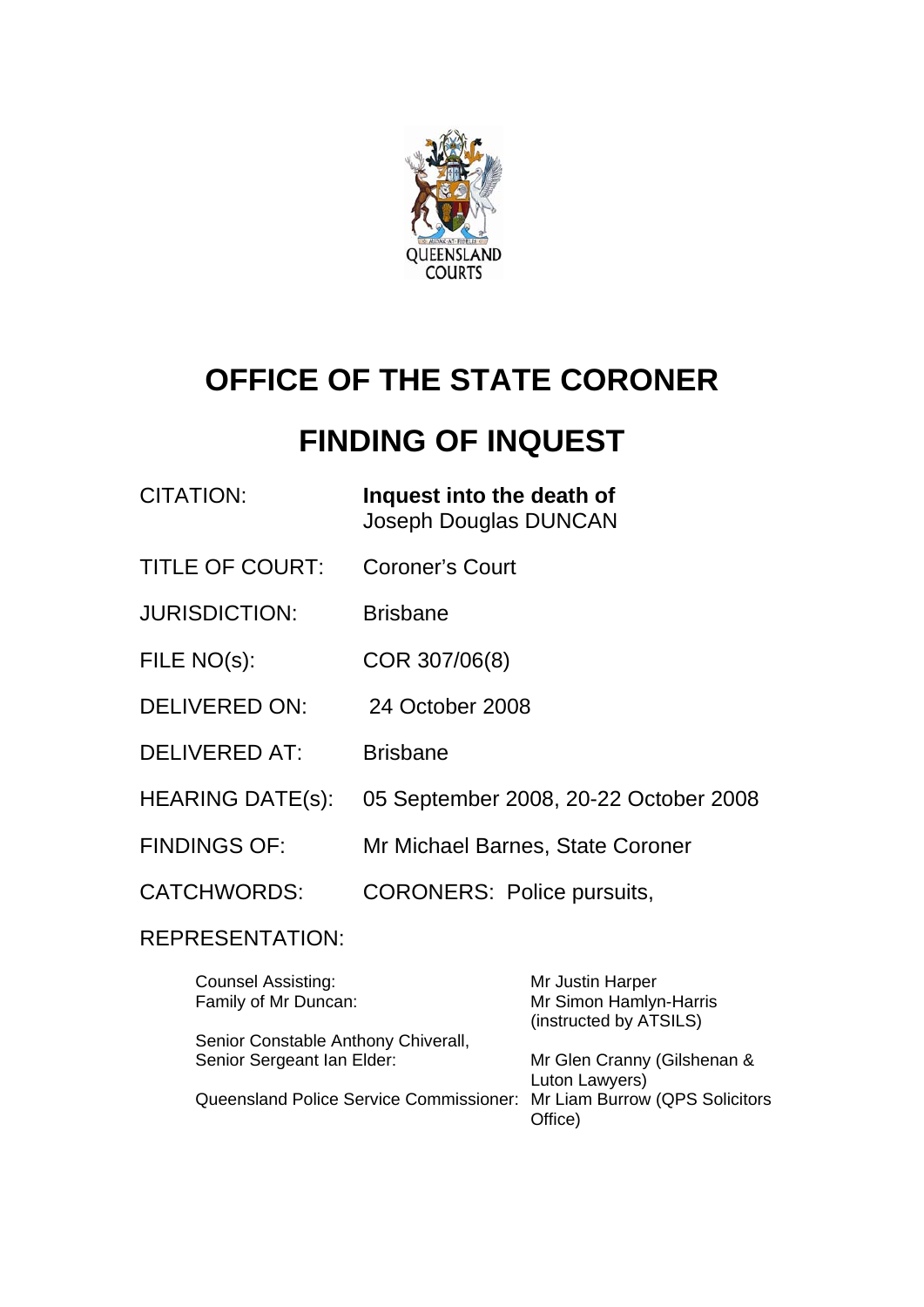QUEENSLAND COURTS

# OFFICE OF THE STATE CORONER

# FINDING OF INQUEST

| | |
|---|---|
| CITATION: | **Inquest into the death of** Joseph Douglas DUNCAN |
| TITLE OF COURT: | Coroner's Court |
| JURISDICTION: | Brisbane |
| FILE NO(s): | COR 307/06(8) |
| DELIVERED ON: | 24 October 2008 |
| DELIVERED AT: | Brisbane |
| HEARING DATE(s): | 05 September 2008, 20-22 October 2008 |
| FINDINGS OF: | Mr Michael Barnes, State Coroner |
| CATCHWORDS: | CORONERS: Police pursuits, |

REPRESENTATION:

| | |
|---|---|
| Counsel Assisting: | Mr Justin Harper |
| Family of Mr Duncan: | Mr Simon Hamlyn-Harris (instructed by ATSILS) |
| Senior Constable Anthony Chiverall, Senior Sergeant Ian Elder: | Mr Glen Cranny (Gilshenan & Luton Lawyers) |
| Queensland Police Service Commissioner: | Mr Liam Burrow (QPS Solicitors Office) |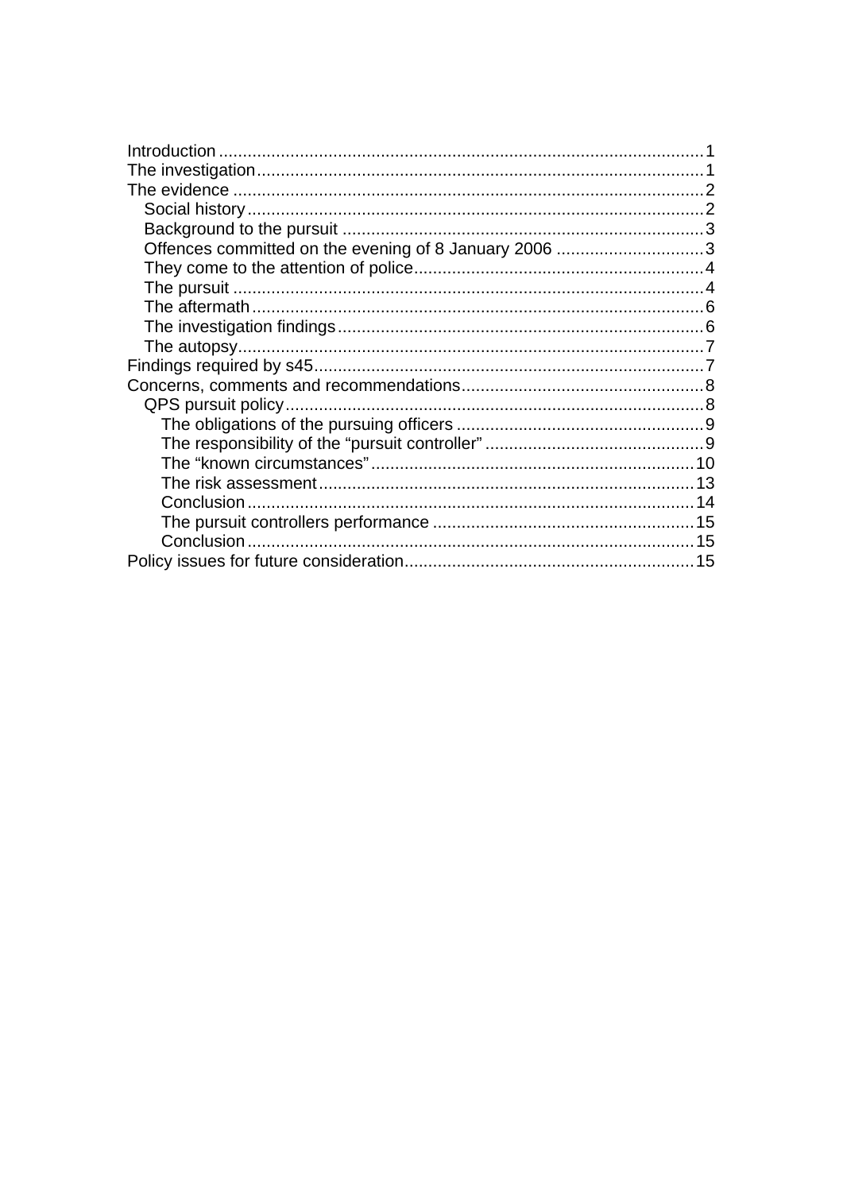Introduction ..................................................................................................1
The investigation...........................................................................................1
The evidence ..................................................................................................2
  Social history..............................................................................................2
  Background to the pursuit ...........................................................................3
  Offences committed on the evening of 8 January 2006 ...............................3
  They come to the attention of police............................................................4
  The pursuit ..................................................................................................4
  The aftermath..............................................................................................6
  The investigation findings............................................................................6
  The autopsy.................................................................................................7
Findings required by s45.................................................................................7
Concerns, comments and recommendations...................................................8
  QPS pursuit policy.......................................................................................8
    The obligations of the pursuing officers ....................................................9
    The responsibility of the "pursuit controller" ..............................................9
    The "known circumstances"....................................................................10
    The risk assessment...............................................................................13
    Conclusion.............................................................................................14
    The pursuit controllers performance .......................................................15
    Conclusion.............................................................................................15
Policy issues for future consideration.............................................................15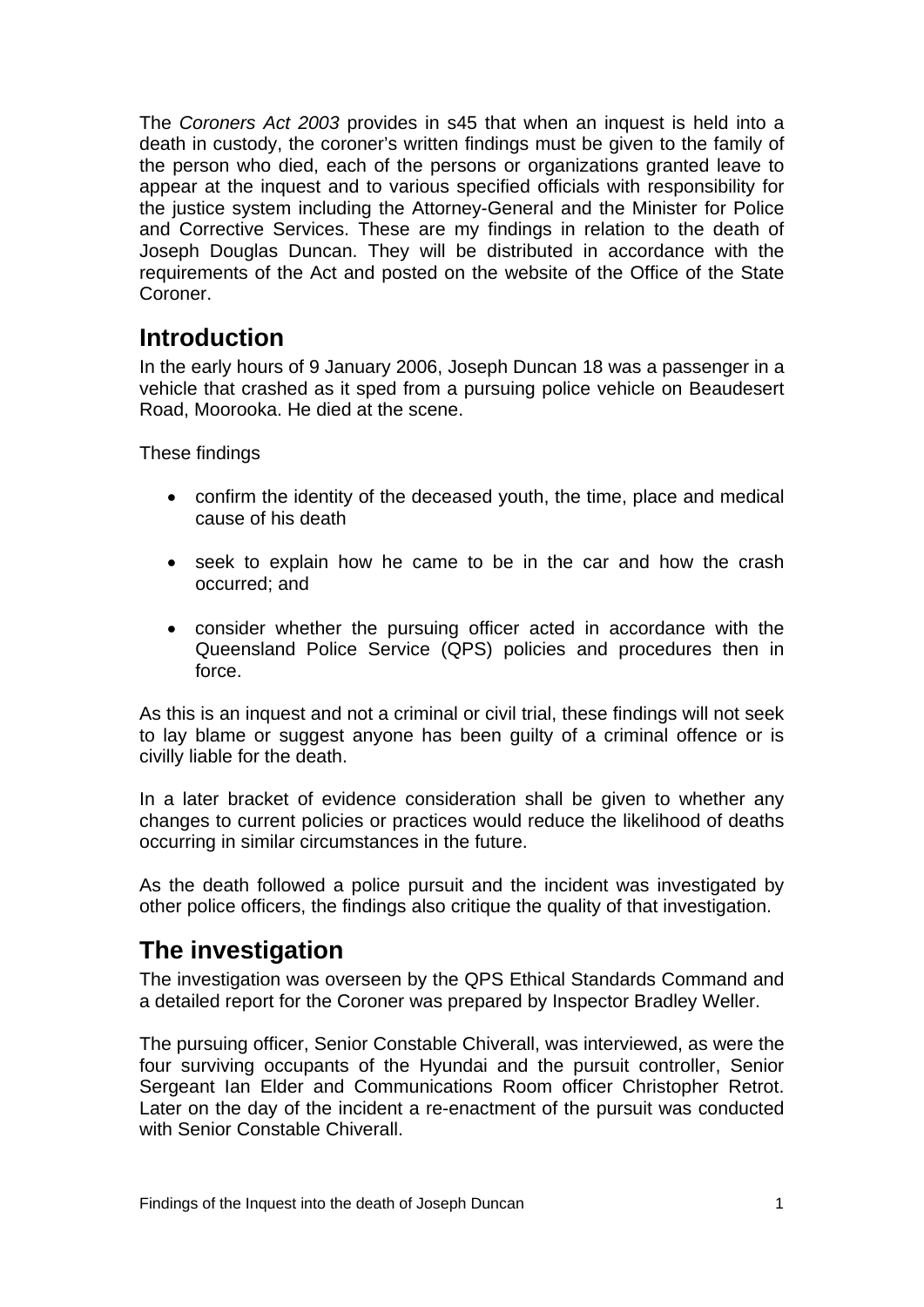The *Coroners Act 2003* provides in s45 that when an inquest is held into a death in custody, the coroner's written findings must be given to the family of the person who died, each of the persons or organizations granted leave to appear at the inquest and to various specified officials with responsibility for the justice system including the Attorney-General and the Minister for Police and Corrective Services. These are my findings in relation to the death of Joseph Douglas Duncan. They will be distributed in accordance with the requirements of the Act and posted on the website of the Office of the State Coroner.

## Introduction

In the early hours of 9 January 2006, Joseph Duncan 18 was a passenger in a vehicle that crashed as it sped from a pursuing police vehicle on Beaudesert Road, Moorooka. He died at the scene.

These findings

- confirm the identity of the deceased youth, the time, place and medical cause of his death
- seek to explain how he came to be in the car and how the crash occurred; and
- consider whether the pursuing officer acted in accordance with the Queensland Police Service (QPS) policies and procedures then in force.

As this is an inquest and not a criminal or civil trial, these findings will not seek to lay blame or suggest anyone has been guilty of a criminal offence or is civilly liable for the death.

In a later bracket of evidence consideration shall be given to whether any changes to current policies or practices would reduce the likelihood of deaths occurring in similar circumstances in the future.

As the death followed a police pursuit and the incident was investigated by other police officers, the findings also critique the quality of that investigation.

## The investigation

The investigation was overseen by the QPS Ethical Standards Command and a detailed report for the Coroner was prepared by Inspector Bradley Weller.

The pursuing officer, Senior Constable Chiverall, was interviewed, as were the four surviving occupants of the Hyundai and the pursuit controller, Senior Sergeant Ian Elder and Communications Room officer Christopher Retrot. Later on the day of the incident a re-enactment of the pursuit was conducted with Senior Constable Chiverall.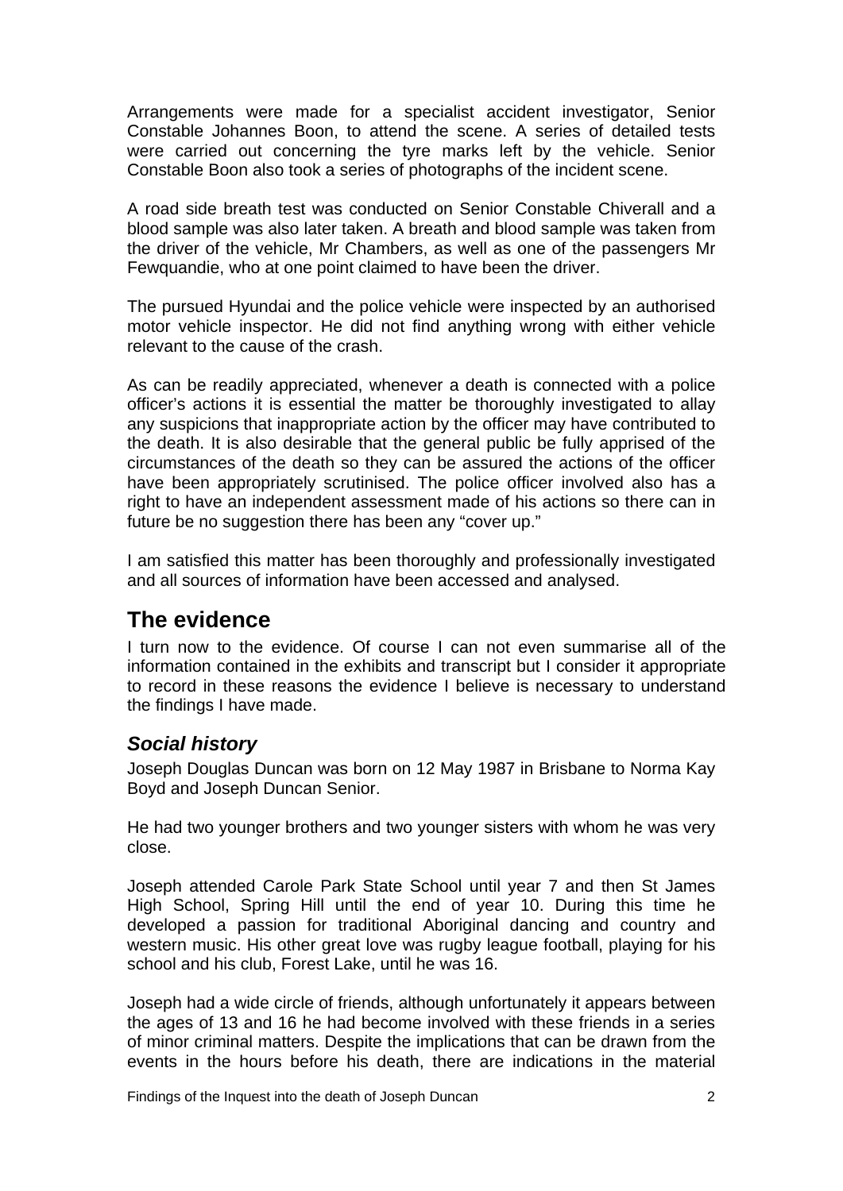Arrangements were made for a specialist accident investigator, Senior Constable Johannes Boon, to attend the scene. A series of detailed tests were carried out concerning the tyre marks left by the vehicle. Senior Constable Boon also took a series of photographs of the incident scene.

A road side breath test was conducted on Senior Constable Chiverall and a blood sample was also later taken. A breath and blood sample was taken from the driver of the vehicle, Mr Chambers, as well as one of the passengers Mr Fewquandie, who at one point claimed to have been the driver.

The pursued Hyundai and the police vehicle were inspected by an authorised motor vehicle inspector. He did not find anything wrong with either vehicle relevant to the cause of the crash.

As can be readily appreciated, whenever a death is connected with a police officer's actions it is essential the matter be thoroughly investigated to allay any suspicions that inappropriate action by the officer may have contributed to the death. It is also desirable that the general public be fully apprised of the circumstances of the death so they can be assured the actions of the officer have been appropriately scrutinised. The police officer involved also has a right to have an independent assessment made of his actions so there can in future be no suggestion there has been any "cover up."

I am satisfied this matter has been thoroughly and professionally investigated and all sources of information have been accessed and analysed.

## The evidence

I turn now to the evidence. Of course I can not even summarise all of the information contained in the exhibits and transcript but I consider it appropriate to record in these reasons the evidence I believe is necessary to understand the findings I have made.

### *Social history*

Joseph Douglas Duncan was born on 12 May 1987 in Brisbane to Norma Kay Boyd and Joseph Duncan Senior.

He had two younger brothers and two younger sisters with whom he was very close.

Joseph attended Carole Park State School until year 7 and then St James High School, Spring Hill until the end of year 10. During this time he developed a passion for traditional Aboriginal dancing and country and western music. His other great love was rugby league football, playing for his school and his club, Forest Lake, until he was 16.

Joseph had a wide circle of friends, although unfortunately it appears between the ages of 13 and 16 he had become involved with these friends in a series of minor criminal matters. Despite the implications that can be drawn from the events in the hours before his death, there are indications in the material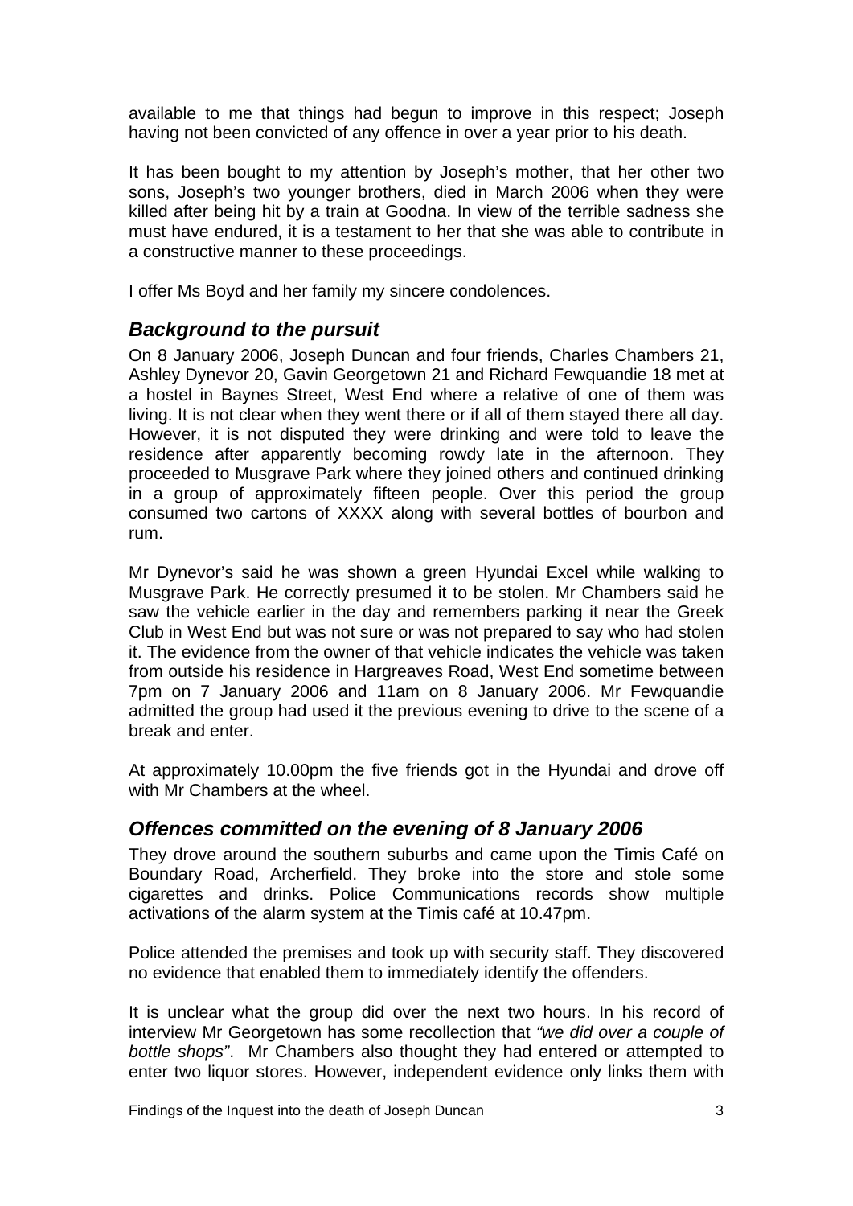available to me that things had begun to improve in this respect; Joseph having not been convicted of any offence in over a year prior to his death.

It has been bought to my attention by Joseph's mother, that her other two sons, Joseph's two younger brothers, died in March 2006 when they were killed after being hit by a train at Goodna. In view of the terrible sadness she must have endured, it is a testament to her that she was able to contribute in a constructive manner to these proceedings.

I offer Ms Boyd and her family my sincere condolences.

## *Background to the pursuit*

On 8 January 2006, Joseph Duncan and four friends, Charles Chambers 21, Ashley Dynevor 20, Gavin Georgetown 21 and Richard Fewquandie 18 met at a hostel in Baynes Street, West End where a relative of one of them was living. It is not clear when they went there or if all of them stayed there all day. However, it is not disputed they were drinking and were told to leave the residence after apparently becoming rowdy late in the afternoon. They proceeded to Musgrave Park where they joined others and continued drinking in a group of approximately fifteen people. Over this period the group consumed two cartons of XXXX along with several bottles of bourbon and rum.

Mr Dynevor's said he was shown a green Hyundai Excel while walking to Musgrave Park. He correctly presumed it to be stolen. Mr Chambers said he saw the vehicle earlier in the day and remembers parking it near the Greek Club in West End but was not sure or was not prepared to say who had stolen it. The evidence from the owner of that vehicle indicates the vehicle was taken from outside his residence in Hargreaves Road, West End sometime between 7pm on 7 January 2006 and 11am on 8 January 2006. Mr Fewquandie admitted the group had used it the previous evening to drive to the scene of a break and enter.

At approximately 10.00pm the five friends got in the Hyundai and drove off with Mr Chambers at the wheel.

## *Offences committed on the evening of 8 January 2006*

They drove around the southern suburbs and came upon the Timis Café on Boundary Road, Archerfield. They broke into the store and stole some cigarettes and drinks. Police Communications records show multiple activations of the alarm system at the Timis café at 10.47pm.

Police attended the premises and took up with security staff. They discovered no evidence that enabled them to immediately identify the offenders.

It is unclear what the group did over the next two hours. In his record of interview Mr Georgetown has some recollection that *"we did over a couple of bottle shops"*. Mr Chambers also thought they had entered or attempted to enter two liquor stores. However, independent evidence only links them with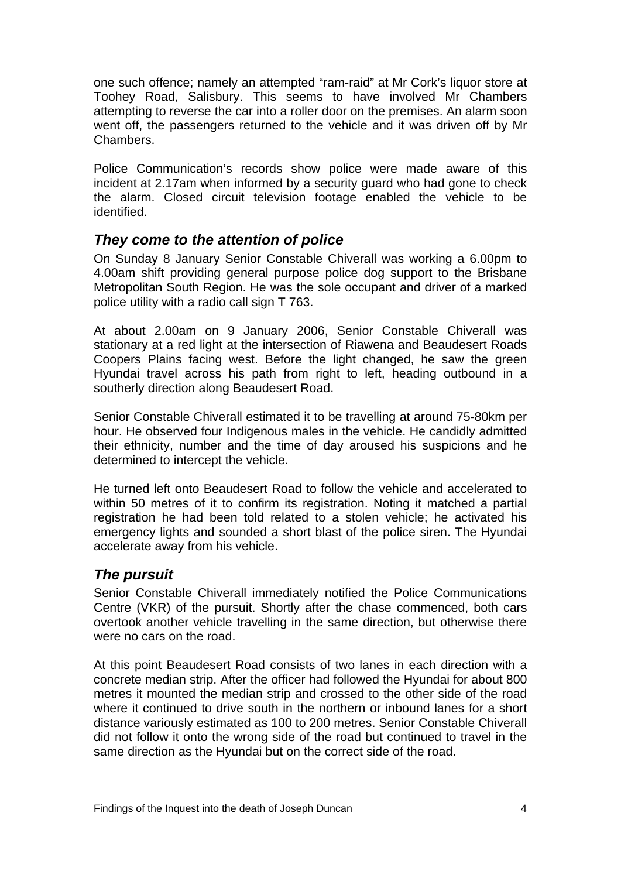one such offence; namely an attempted "ram-raid" at Mr Cork's liquor store at Toohey Road, Salisbury. This seems to have involved Mr Chambers attempting to reverse the car into a roller door on the premises. An alarm soon went off, the passengers returned to the vehicle and it was driven off by Mr Chambers.

Police Communication's records show police were made aware of this incident at 2.17am when informed by a security guard who had gone to check the alarm. Closed circuit television footage enabled the vehicle to be identified.

## *They come to the attention of police*

On Sunday 8 January Senior Constable Chiverall was working a 6.00pm to 4.00am shift providing general purpose police dog support to the Brisbane Metropolitan South Region. He was the sole occupant and driver of a marked police utility with a radio call sign T 763.

At about 2.00am on 9 January 2006, Senior Constable Chiverall was stationary at a red light at the intersection of Riawena and Beaudesert Roads Coopers Plains facing west. Before the light changed, he saw the green Hyundai travel across his path from right to left, heading outbound in a southerly direction along Beaudesert Road.

Senior Constable Chiverall estimated it to be travelling at around 75-80km per hour. He observed four Indigenous males in the vehicle. He candidly admitted their ethnicity, number and the time of day aroused his suspicions and he determined to intercept the vehicle.

He turned left onto Beaudesert Road to follow the vehicle and accelerated to within 50 metres of it to confirm its registration. Noting it matched a partial registration he had been told related to a stolen vehicle; he activated his emergency lights and sounded a short blast of the police siren. The Hyundai accelerate away from his vehicle.

## *The pursuit*

Senior Constable Chiverall immediately notified the Police Communications Centre (VKR) of the pursuit. Shortly after the chase commenced, both cars overtook another vehicle travelling in the same direction, but otherwise there were no cars on the road.

At this point Beaudesert Road consists of two lanes in each direction with a concrete median strip. After the officer had followed the Hyundai for about 800 metres it mounted the median strip and crossed to the other side of the road where it continued to drive south in the northern or inbound lanes for a short distance variously estimated as 100 to 200 metres. Senior Constable Chiverall did not follow it onto the wrong side of the road but continued to travel in the same direction as the Hyundai but on the correct side of the road.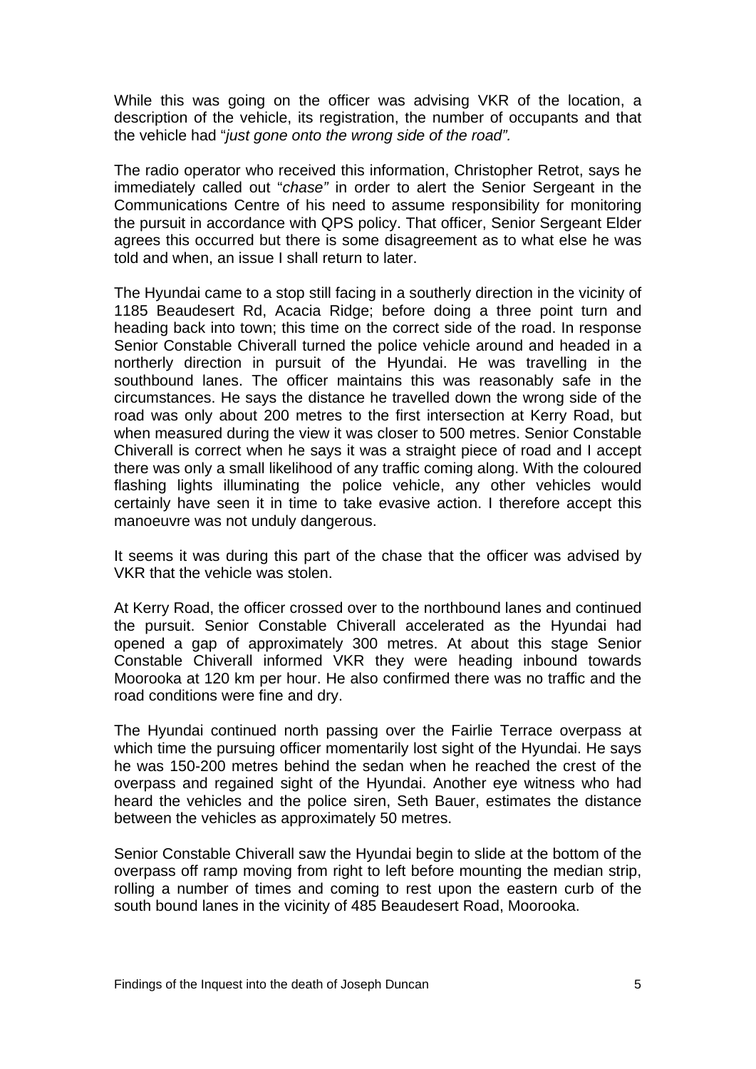While this was going on the officer was advising VKR of the location, a description of the vehicle, its registration, the number of occupants and that the vehicle had "*just gone onto the wrong side of the road".*

The radio operator who received this information, Christopher Retrot, says he immediately called out "*chase"* in order to alert the Senior Sergeant in the Communications Centre of his need to assume responsibility for monitoring the pursuit in accordance with QPS policy. That officer, Senior Sergeant Elder agrees this occurred but there is some disagreement as to what else he was told and when, an issue I shall return to later.

The Hyundai came to a stop still facing in a southerly direction in the vicinity of 1185 Beaudesert Rd, Acacia Ridge; before doing a three point turn and heading back into town; this time on the correct side of the road. In response Senior Constable Chiverall turned the police vehicle around and headed in a northerly direction in pursuit of the Hyundai. He was travelling in the southbound lanes. The officer maintains this was reasonably safe in the circumstances. He says the distance he travelled down the wrong side of the road was only about 200 metres to the first intersection at Kerry Road, but when measured during the view it was closer to 500 metres. Senior Constable Chiverall is correct when he says it was a straight piece of road and I accept there was only a small likelihood of any traffic coming along. With the coloured flashing lights illuminating the police vehicle, any other vehicles would certainly have seen it in time to take evasive action. I therefore accept this manoeuvre was not unduly dangerous.

It seems it was during this part of the chase that the officer was advised by VKR that the vehicle was stolen.

At Kerry Road, the officer crossed over to the northbound lanes and continued the pursuit. Senior Constable Chiverall accelerated as the Hyundai had opened a gap of approximately 300 metres. At about this stage Senior Constable Chiverall informed VKR they were heading inbound towards Moorooka at 120 km per hour. He also confirmed there was no traffic and the road conditions were fine and dry.

The Hyundai continued north passing over the Fairlie Terrace overpass at which time the pursuing officer momentarily lost sight of the Hyundai. He says he was 150-200 metres behind the sedan when he reached the crest of the overpass and regained sight of the Hyundai. Another eye witness who had heard the vehicles and the police siren, Seth Bauer, estimates the distance between the vehicles as approximately 50 metres.

Senior Constable Chiverall saw the Hyundai begin to slide at the bottom of the overpass off ramp moving from right to left before mounting the median strip, rolling a number of times and coming to rest upon the eastern curb of the south bound lanes in the vicinity of 485 Beaudesert Road, Moorooka.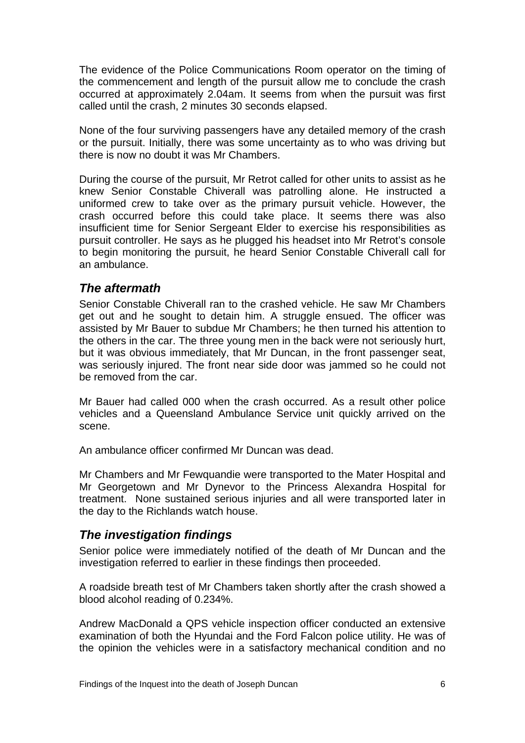The evidence of the Police Communications Room operator on the timing of the commencement and length of the pursuit allow me to conclude the crash occurred at approximately 2.04am. It seems from when the pursuit was first called until the crash, 2 minutes 30 seconds elapsed.

None of the four surviving passengers have any detailed memory of the crash or the pursuit. Initially, there was some uncertainty as to who was driving but there is now no doubt it was Mr Chambers.

During the course of the pursuit, Mr Retrot called for other units to assist as he knew Senior Constable Chiverall was patrolling alone. He instructed a uniformed crew to take over as the primary pursuit vehicle. However, the crash occurred before this could take place. It seems there was also insufficient time for Senior Sergeant Elder to exercise his responsibilities as pursuit controller. He says as he plugged his headset into Mr Retrot's console to begin monitoring the pursuit, he heard Senior Constable Chiverall call for an ambulance.

## *The aftermath*

Senior Constable Chiverall ran to the crashed vehicle. He saw Mr Chambers get out and he sought to detain him. A struggle ensued. The officer was assisted by Mr Bauer to subdue Mr Chambers; he then turned his attention to the others in the car. The three young men in the back were not seriously hurt, but it was obvious immediately, that Mr Duncan, in the front passenger seat, was seriously injured. The front near side door was jammed so he could not be removed from the car.

Mr Bauer had called 000 when the crash occurred. As a result other police vehicles and a Queensland Ambulance Service unit quickly arrived on the scene.

An ambulance officer confirmed Mr Duncan was dead.

Mr Chambers and Mr Fewquandie were transported to the Mater Hospital and Mr Georgetown and Mr Dynevor to the Princess Alexandra Hospital for treatment. None sustained serious injuries and all were transported later in the day to the Richlands watch house.

## *The investigation findings*

Senior police were immediately notified of the death of Mr Duncan and the investigation referred to earlier in these findings then proceeded.

A roadside breath test of Mr Chambers taken shortly after the crash showed a blood alcohol reading of 0.234%.

Andrew MacDonald a QPS vehicle inspection officer conducted an extensive examination of both the Hyundai and the Ford Falcon police utility. He was of the opinion the vehicles were in a satisfactory mechanical condition and no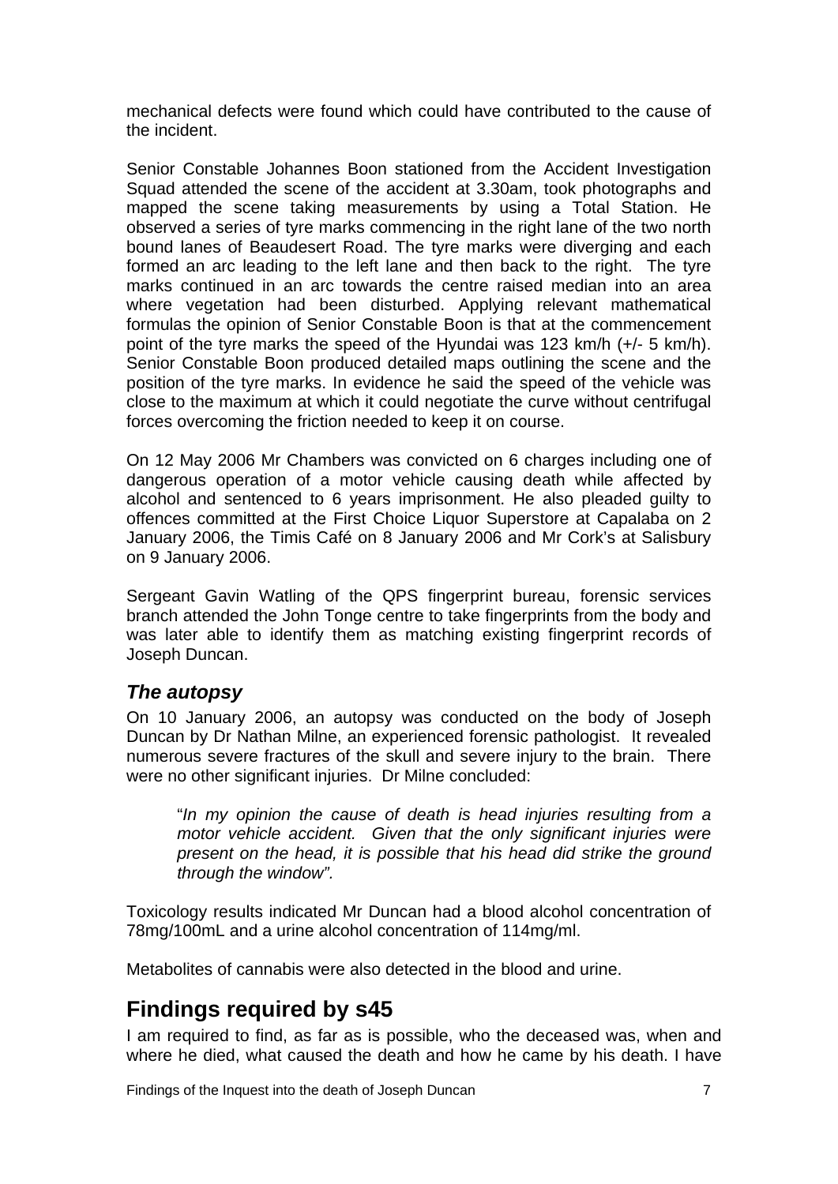mechanical defects were found which could have contributed to the cause of the incident.

Senior Constable Johannes Boon stationed from the Accident Investigation Squad attended the scene of the accident at 3.30am, took photographs and mapped the scene taking measurements by using a Total Station. He observed a series of tyre marks commencing in the right lane of the two north bound lanes of Beaudesert Road. The tyre marks were diverging and each formed an arc leading to the left lane and then back to the right. The tyre marks continued in an arc towards the centre raised median into an area where vegetation had been disturbed. Applying relevant mathematical formulas the opinion of Senior Constable Boon is that at the commencement point of the tyre marks the speed of the Hyundai was 123 km/h (+/- 5 km/h). Senior Constable Boon produced detailed maps outlining the scene and the position of the tyre marks. In evidence he said the speed of the vehicle was close to the maximum at which it could negotiate the curve without centrifugal forces overcoming the friction needed to keep it on course.

On 12 May 2006 Mr Chambers was convicted on 6 charges including one of dangerous operation of a motor vehicle causing death while affected by alcohol and sentenced to 6 years imprisonment. He also pleaded guilty to offences committed at the First Choice Liquor Superstore at Capalaba on 2 January 2006, the Timis Café on 8 January 2006 and Mr Cork's at Salisbury on 9 January 2006.

Sergeant Gavin Watling of the QPS fingerprint bureau, forensic services branch attended the John Tonge centre to take fingerprints from the body and was later able to identify them as matching existing fingerprint records of Joseph Duncan.

### *The autopsy*

On 10 January 2006, an autopsy was conducted on the body of Joseph Duncan by Dr Nathan Milne, an experienced forensic pathologist. It revealed numerous severe fractures of the skull and severe injury to the brain. There were no other significant injuries. Dr Milne concluded:

> "*In my opinion the cause of death is head injuries resulting from a motor vehicle accident. Given that the only significant injuries were present on the head, it is possible that his head did strike the ground through the window".*

Toxicology results indicated Mr Duncan had a blood alcohol concentration of 78mg/100mL and a urine alcohol concentration of 114mg/ml.

Metabolites of cannabis were also detected in the blood and urine.

## Findings required by s45

I am required to find, as far as is possible, who the deceased was, when and where he died, what caused the death and how he came by his death. I have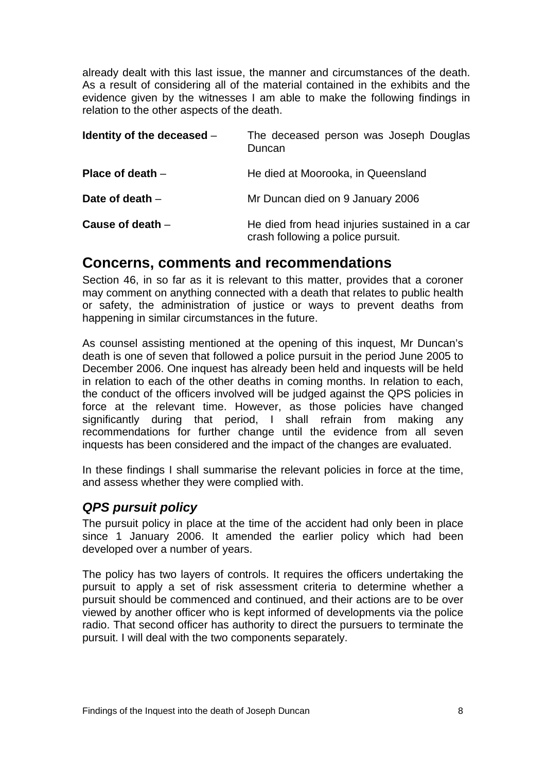already dealt with this last issue, the manner and circumstances of the death. As a result of considering all of the material contained in the exhibits and the evidence given by the witnesses I am able to make the following findings in relation to the other aspects of the death.

| | |
|---|---|
| **Identity of the deceased** – | The deceased person was Joseph Douglas Duncan |
| **Place of death** – | He died at Moorooka, in Queensland |
| **Date of death** – | Mr Duncan died on 9 January 2006 |
| **Cause of death** – | He died from head injuries sustained in a car crash following a police pursuit. |

## Concerns, comments and recommendations

Section 46, in so far as it is relevant to this matter, provides that a coroner may comment on anything connected with a death that relates to public health or safety, the administration of justice or ways to prevent deaths from happening in similar circumstances in the future.

As counsel assisting mentioned at the opening of this inquest, Mr Duncan's death is one of seven that followed a police pursuit in the period June 2005 to December 2006. One inquest has already been held and inquests will be held in relation to each of the other deaths in coming months. In relation to each, the conduct of the officers involved will be judged against the QPS policies in force at the relevant time. However, as those policies have changed significantly during that period, I shall refrain from making any recommendations for further change until the evidence from all seven inquests has been considered and the impact of the changes are evaluated.

In these findings I shall summarise the relevant policies in force at the time, and assess whether they were complied with.

### *QPS pursuit policy*

The pursuit policy in place at the time of the accident had only been in place since 1 January 2006. It amended the earlier policy which had been developed over a number of years.

The policy has two layers of controls. It requires the officers undertaking the pursuit to apply a set of risk assessment criteria to determine whether a pursuit should be commenced and continued, and their actions are to be over viewed by another officer who is kept informed of developments via the police radio. That second officer has authority to direct the pursuers to terminate the pursuit. I will deal with the two components separately.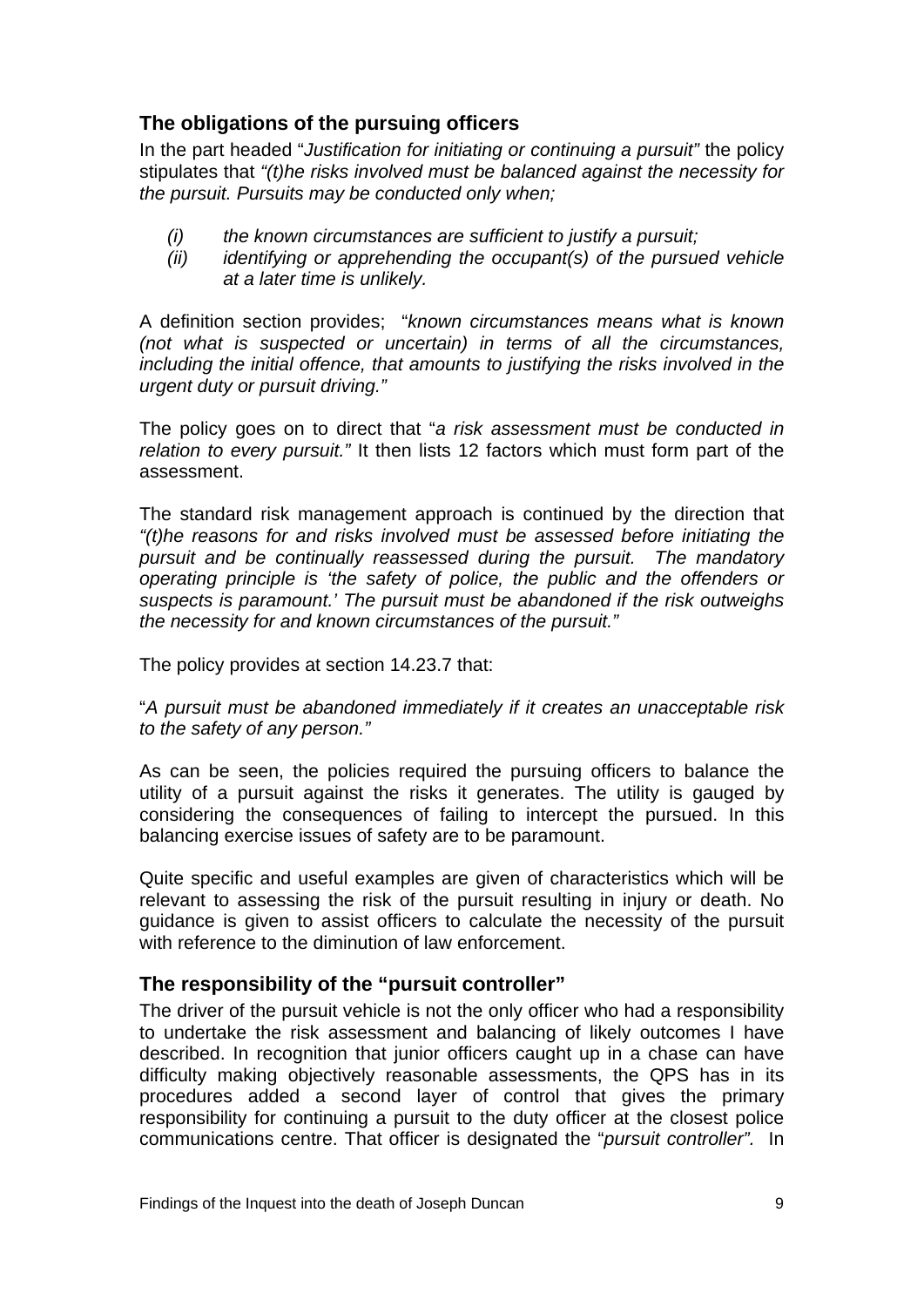## The obligations of the pursuing officers

In the part headed "*Justification for initiating or continuing a pursuit*" the policy stipulates that *"(t)he risks involved must be balanced against the necessity for the pursuit. Pursuits may be conducted only when;*

- *(i) the known circumstances are sufficient to justify a pursuit;*
- *(ii) identifying or apprehending the occupant(s) of the pursued vehicle at a later time is unlikely.*

A definition section provides; "*known circumstances means what is known (not what is suspected or uncertain) in terms of all the circumstances, including the initial offence, that amounts to justifying the risks involved in the urgent duty or pursuit driving.*"

The policy goes on to direct that "*a risk assessment must be conducted in relation to every pursuit.*" It then lists 12 factors which must form part of the assessment.

The standard risk management approach is continued by the direction that *"(t)he reasons for and risks involved must be assessed before initiating the pursuit and be continually reassessed during the pursuit. The mandatory operating principle is 'the safety of police, the public and the offenders or suspects is paramount.' The pursuit must be abandoned if the risk outweighs the necessity for and known circumstances of the pursuit."*

The policy provides at section 14.23.7 that:

"*A pursuit must be abandoned immediately if it creates an unacceptable risk to the safety of any person.*"

As can be seen, the policies required the pursuing officers to balance the utility of a pursuit against the risks it generates. The utility is gauged by considering the consequences of failing to intercept the pursued. In this balancing exercise issues of safety are to be paramount.

Quite specific and useful examples are given of characteristics which will be relevant to assessing the risk of the pursuit resulting in injury or death. No guidance is given to assist officers to calculate the necessity of the pursuit with reference to the diminution of law enforcement.

## The responsibility of the "pursuit controller"

The driver of the pursuit vehicle is not the only officer who had a responsibility to undertake the risk assessment and balancing of likely outcomes I have described. In recognition that junior officers caught up in a chase can have difficulty making objectively reasonable assessments, the QPS has in its procedures added a second layer of control that gives the primary responsibility for continuing a pursuit to the duty officer at the closest police communications centre. That officer is designated the "*pursuit controller".* In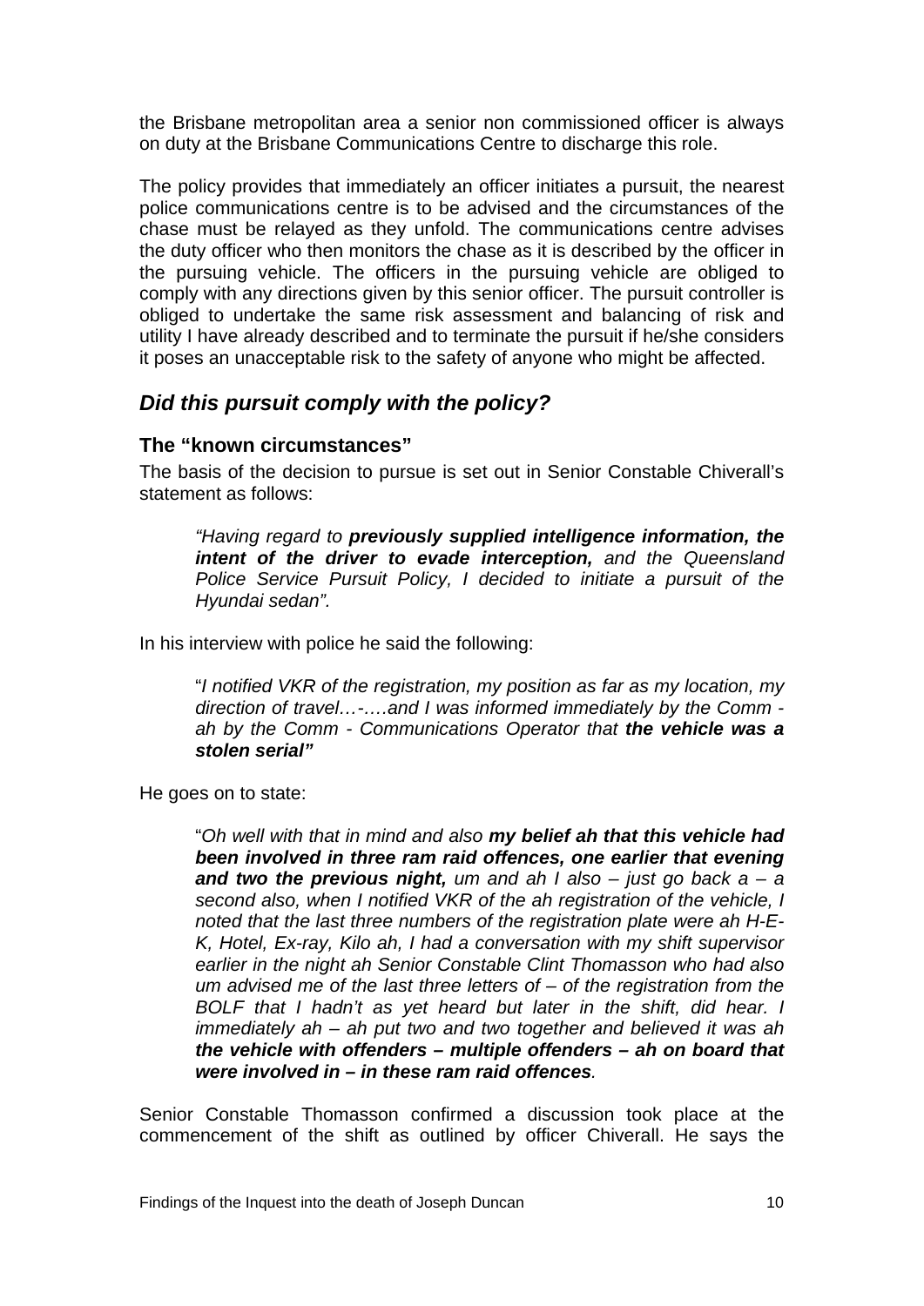the Brisbane metropolitan area a senior non commissioned officer is always on duty at the Brisbane Communications Centre to discharge this role.

The policy provides that immediately an officer initiates a pursuit, the nearest police communications centre is to be advised and the circumstances of the chase must be relayed as they unfold. The communications centre advises the duty officer who then monitors the chase as it is described by the officer in the pursuing vehicle. The officers in the pursuing vehicle are obliged to comply with any directions given by this senior officer. The pursuit controller is obliged to undertake the same risk assessment and balancing of risk and utility I have already described and to terminate the pursuit if he/she considers it poses an unacceptable risk to the safety of anyone who might be affected.

## *Did this pursuit comply with the policy?*

### The "known circumstances"

The basis of the decision to pursue is set out in Senior Constable Chiverall's statement as follows:

> *"Having regard to **previously supplied intelligence information, the intent of the driver to evade interception,** and the Queensland Police Service Pursuit Policy, I decided to initiate a pursuit of the Hyundai sedan".*

In his interview with police he said the following:

> "*I notified VKR of the registration, my position as far as my location, my direction of travel…-….and I was informed immediately by the Comm - ah by the Comm - Communications Operator that **the vehicle was a stolen serial"***

He goes on to state:

> "*Oh well with that in mind and also **my belief ah that this vehicle had been involved in three ram raid offences, one earlier that evening and two the previous night,** um and ah I also – just go back a – a second also, when I notified VKR of the ah registration of the vehicle, I noted that the last three numbers of the registration plate were ah H-E-K, Hotel, Ex-ray, Kilo ah, I had a conversation with my shift supervisor earlier in the night ah Senior Constable Clint Thomasson who had also um advised me of the last three letters of – of the registration from the BOLF that I hadn't as yet heard but later in the shift, did hear. I immediately ah – ah put two and two together and believed it was ah **the vehicle with offenders – multiple offenders – ah on board that were involved in – in these ram raid offences**.*

Senior Constable Thomasson confirmed a discussion took place at the commencement of the shift as outlined by officer Chiverall. He says the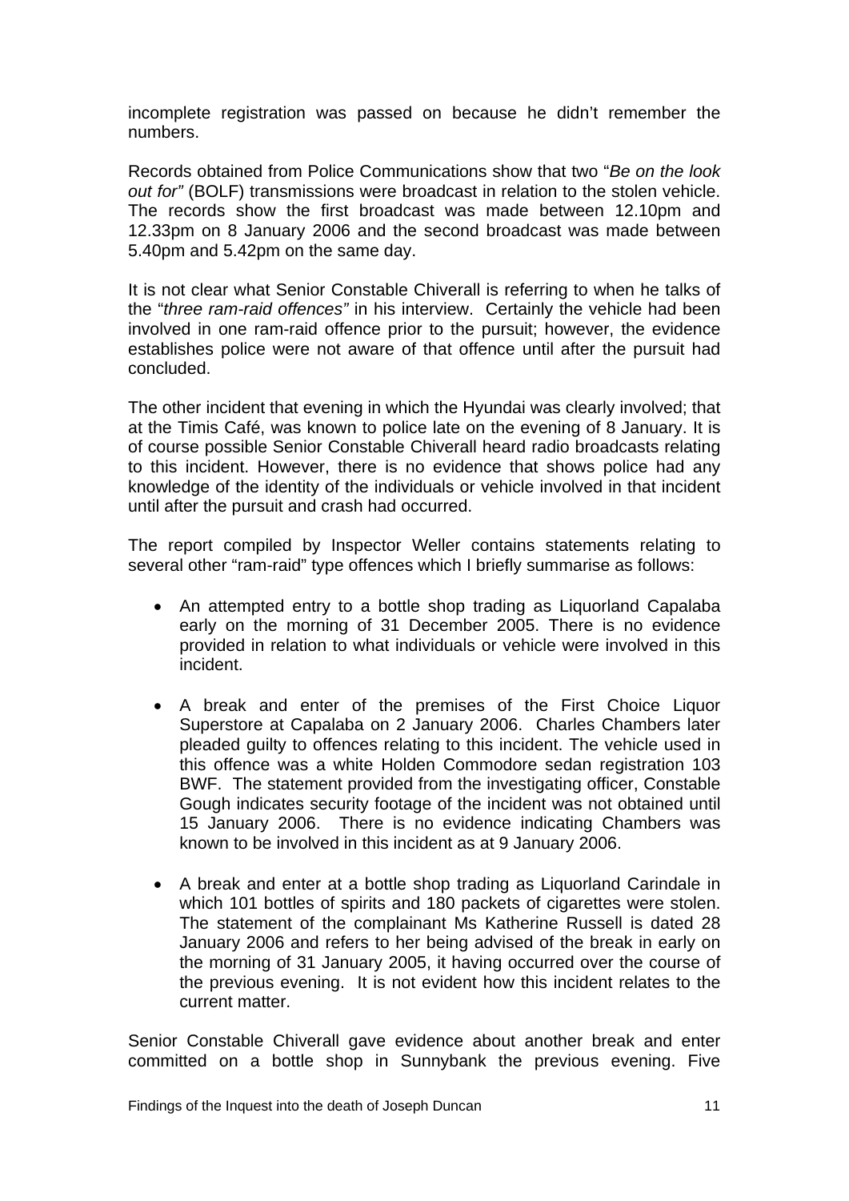incomplete registration was passed on because he didn't remember the numbers.

Records obtained from Police Communications show that two "*Be on the look out for"* (BOLF) transmissions were broadcast in relation to the stolen vehicle. The records show the first broadcast was made between 12.10pm and 12.33pm on 8 January 2006 and the second broadcast was made between 5.40pm and 5.42pm on the same day.

It is not clear what Senior Constable Chiverall is referring to when he talks of the "*three ram-raid offences"* in his interview. Certainly the vehicle had been involved in one ram-raid offence prior to the pursuit; however, the evidence establishes police were not aware of that offence until after the pursuit had concluded.

The other incident that evening in which the Hyundai was clearly involved; that at the Timis Café, was known to police late on the evening of 8 January. It is of course possible Senior Constable Chiverall heard radio broadcasts relating to this incident. However, there is no evidence that shows police had any knowledge of the identity of the individuals or vehicle involved in that incident until after the pursuit and crash had occurred.

The report compiled by Inspector Weller contains statements relating to several other "ram-raid" type offences which I briefly summarise as follows:

- An attempted entry to a bottle shop trading as Liquorland Capalaba early on the morning of 31 December 2005. There is no evidence provided in relation to what individuals or vehicle were involved in this incident.
- A break and enter of the premises of the First Choice Liquor Superstore at Capalaba on 2 January 2006. Charles Chambers later pleaded guilty to offences relating to this incident. The vehicle used in this offence was a white Holden Commodore sedan registration 103 BWF. The statement provided from the investigating officer, Constable Gough indicates security footage of the incident was not obtained until 15 January 2006. There is no evidence indicating Chambers was known to be involved in this incident as at 9 January 2006.
- A break and enter at a bottle shop trading as Liquorland Carindale in which 101 bottles of spirits and 180 packets of cigarettes were stolen. The statement of the complainant Ms Katherine Russell is dated 28 January 2006 and refers to her being advised of the break in early on the morning of 31 January 2005, it having occurred over the course of the previous evening. It is not evident how this incident relates to the current matter.

Senior Constable Chiverall gave evidence about another break and enter committed on a bottle shop in Sunnybank the previous evening. Five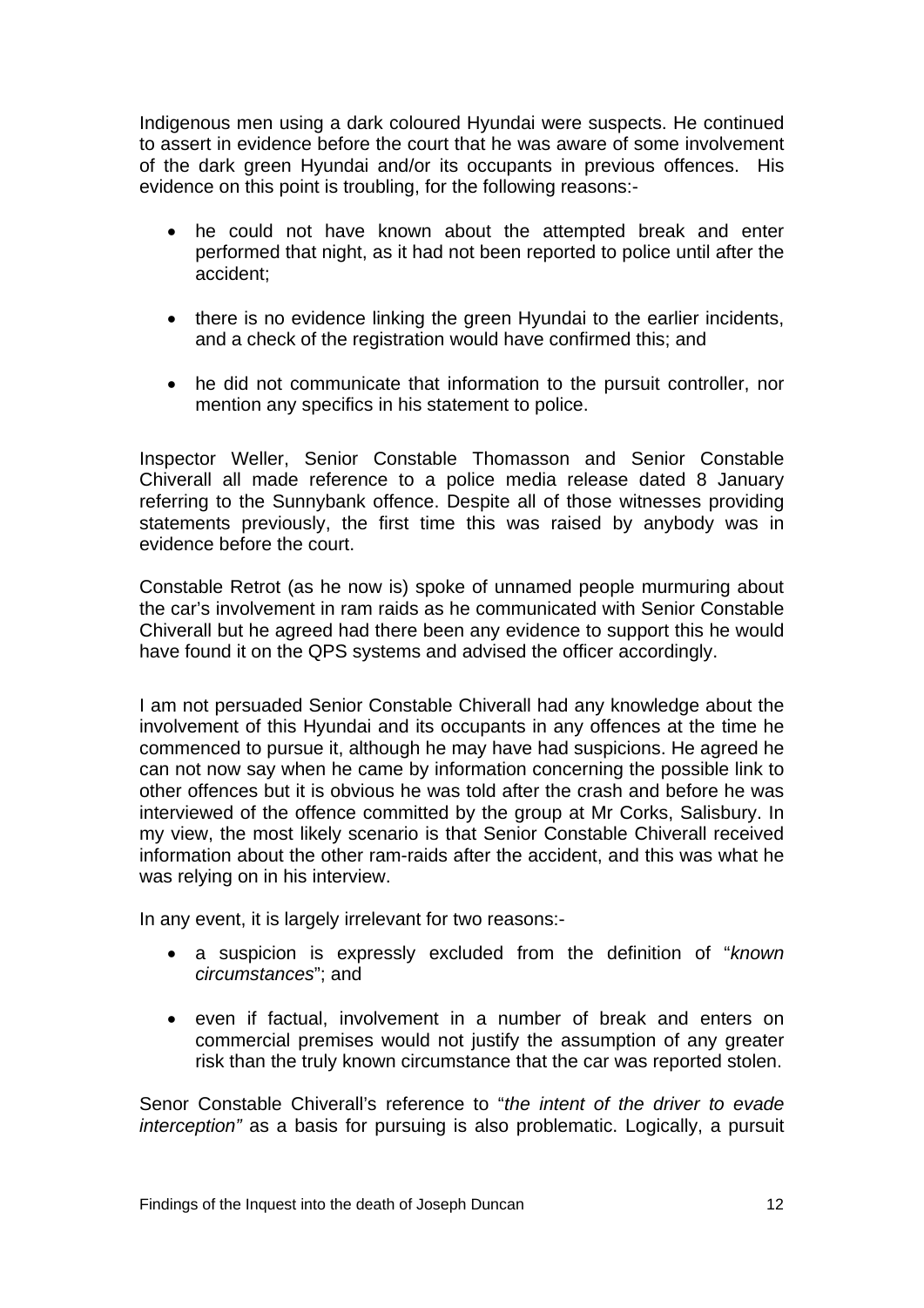Indigenous men using a dark coloured Hyundai were suspects. He continued to assert in evidence before the court that he was aware of some involvement of the dark green Hyundai and/or its occupants in previous offences. His evidence on this point is troubling, for the following reasons:-

- he could not have known about the attempted break and enter performed that night, as it had not been reported to police until after the accident;
- there is no evidence linking the green Hyundai to the earlier incidents, and a check of the registration would have confirmed this; and
- he did not communicate that information to the pursuit controller, nor mention any specifics in his statement to police.

Inspector Weller, Senior Constable Thomasson and Senior Constable Chiverall all made reference to a police media release dated 8 January referring to the Sunnybank offence. Despite all of those witnesses providing statements previously, the first time this was raised by anybody was in evidence before the court.

Constable Retrot (as he now is) spoke of unnamed people murmuring about the car's involvement in ram raids as he communicated with Senior Constable Chiverall but he agreed had there been any evidence to support this he would have found it on the QPS systems and advised the officer accordingly.

I am not persuaded Senior Constable Chiverall had any knowledge about the involvement of this Hyundai and its occupants in any offences at the time he commenced to pursue it, although he may have had suspicions. He agreed he can not now say when he came by information concerning the possible link to other offences but it is obvious he was told after the crash and before he was interviewed of the offence committed by the group at Mr Corks, Salisbury. In my view, the most likely scenario is that Senior Constable Chiverall received information about the other ram-raids after the accident, and this was what he was relying on in his interview.

In any event, it is largely irrelevant for two reasons:-

- a suspicion is expressly excluded from the definition of "*known circumstances*"; and
- even if factual, involvement in a number of break and enters on commercial premises would not justify the assumption of any greater risk than the truly known circumstance that the car was reported stolen.

Senor Constable Chiverall's reference to "*the intent of the driver to evade interception"* as a basis for pursuing is also problematic. Logically, a pursuit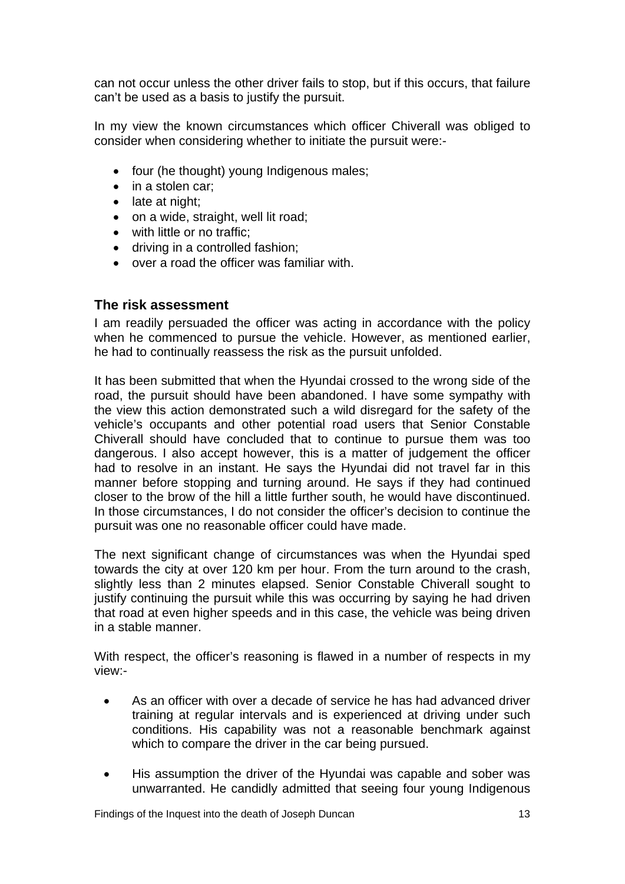can not occur unless the other driver fails to stop, but if this occurs, that failure can't be used as a basis to justify the pursuit.

In my view the known circumstances which officer Chiverall was obliged to consider when considering whether to initiate the pursuit were:-

- four (he thought) young Indigenous males;
- in a stolen car;
- late at night;
- on a wide, straight, well lit road;
- with little or no traffic;
- driving in a controlled fashion;
- over a road the officer was familiar with.

### The risk assessment

I am readily persuaded the officer was acting in accordance with the policy when he commenced to pursue the vehicle. However, as mentioned earlier, he had to continually reassess the risk as the pursuit unfolded.

It has been submitted that when the Hyundai crossed to the wrong side of the road, the pursuit should have been abandoned. I have some sympathy with the view this action demonstrated such a wild disregard for the safety of the vehicle's occupants and other potential road users that Senior Constable Chiverall should have concluded that to continue to pursue them was too dangerous. I also accept however, this is a matter of judgement the officer had to resolve in an instant. He says the Hyundai did not travel far in this manner before stopping and turning around. He says if they had continued closer to the brow of the hill a little further south, he would have discontinued. In those circumstances, I do not consider the officer's decision to continue the pursuit was one no reasonable officer could have made.

The next significant change of circumstances was when the Hyundai sped towards the city at over 120 km per hour. From the turn around to the crash, slightly less than 2 minutes elapsed. Senior Constable Chiverall sought to justify continuing the pursuit while this was occurring by saying he had driven that road at even higher speeds and in this case, the vehicle was being driven in a stable manner.

With respect, the officer's reasoning is flawed in a number of respects in my view:-

- As an officer with over a decade of service he has had advanced driver training at regular intervals and is experienced at driving under such conditions. His capability was not a reasonable benchmark against which to compare the driver in the car being pursued.
- His assumption the driver of the Hyundai was capable and sober was unwarranted. He candidly admitted that seeing four young Indigenous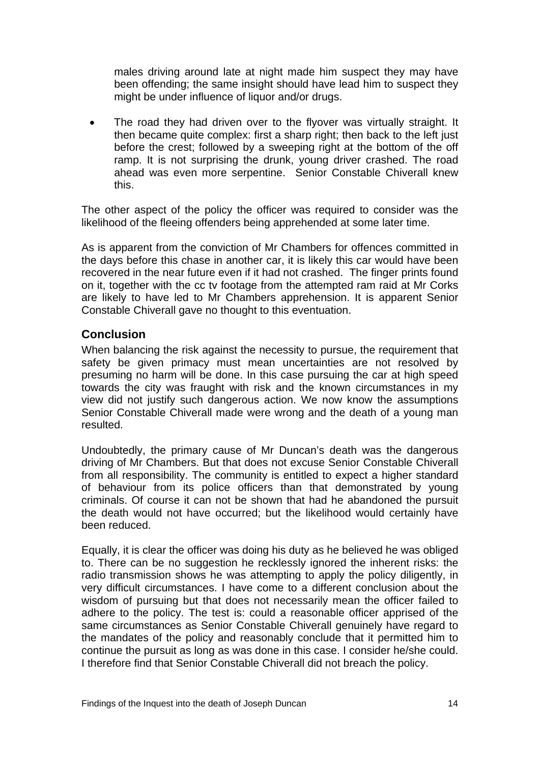males driving around late at night made him suspect they may have been offending; the same insight should have lead him to suspect they might be under influence of liquor and/or drugs.

- The road they had driven over to the flyover was virtually straight. It then became quite complex: first a sharp right; then back to the left just before the crest; followed by a sweeping right at the bottom of the off ramp. It is not surprising the drunk, young driver crashed. The road ahead was even more serpentine. Senior Constable Chiverall knew this.

The other aspect of the policy the officer was required to consider was the likelihood of the fleeing offenders being apprehended at some later time.

As is apparent from the conviction of Mr Chambers for offences committed in the days before this chase in another car, it is likely this car would have been recovered in the near future even if it had not crashed. The finger prints found on it, together with the cc tv footage from the attempted ram raid at Mr Corks are likely to have led to Mr Chambers apprehension. It is apparent Senior Constable Chiverall gave no thought to this eventuation.

## Conclusion

When balancing the risk against the necessity to pursue, the requirement that safety be given primacy must mean uncertainties are not resolved by presuming no harm will be done. In this case pursuing the car at high speed towards the city was fraught with risk and the known circumstances in my view did not justify such dangerous action. We now know the assumptions Senior Constable Chiverall made were wrong and the death of a young man resulted.

Undoubtedly, the primary cause of Mr Duncan's death was the dangerous driving of Mr Chambers. But that does not excuse Senior Constable Chiverall from all responsibility. The community is entitled to expect a higher standard of behaviour from its police officers than that demonstrated by young criminals. Of course it can not be shown that had he abandoned the pursuit the death would not have occurred; but the likelihood would certainly have been reduced.

Equally, it is clear the officer was doing his duty as he believed he was obliged to. There can be no suggestion he recklessly ignored the inherent risks: the radio transmission shows he was attempting to apply the policy diligently, in very difficult circumstances. I have come to a different conclusion about the wisdom of pursuing but that does not necessarily mean the officer failed to adhere to the policy. The test is: could a reasonable officer apprised of the same circumstances as Senior Constable Chiverall genuinely have regard to the mandates of the policy and reasonably conclude that it permitted him to continue the pursuit as long as was done in this case. I consider he/she could. I therefore find that Senior Constable Chiverall did not breach the policy.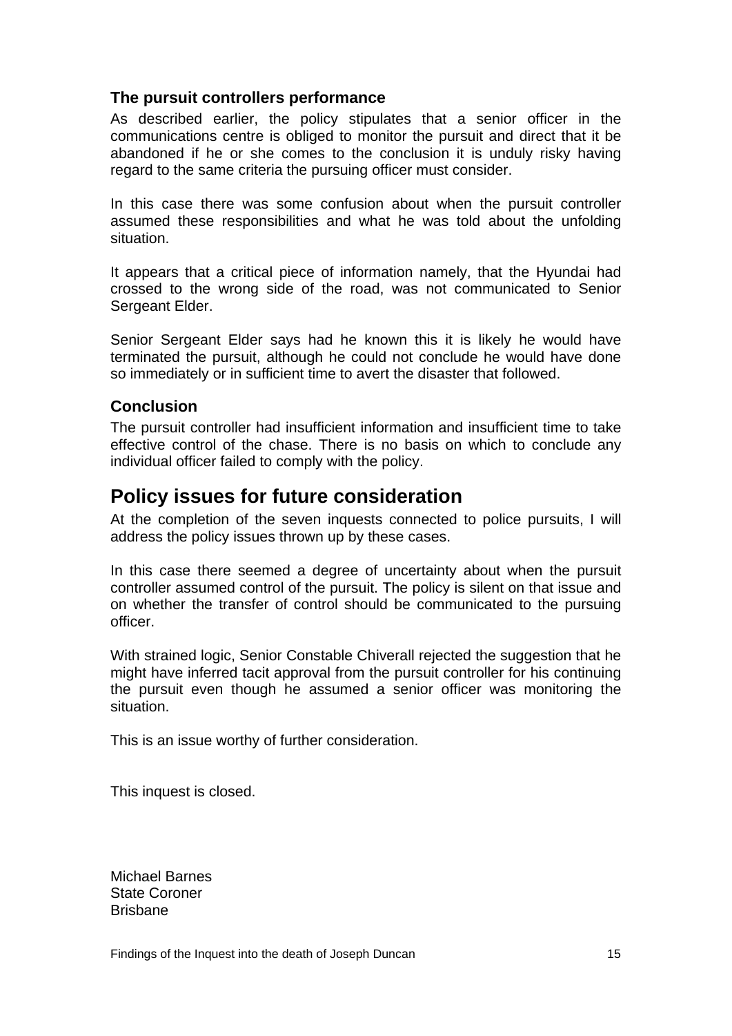### The pursuit controllers performance

As described earlier, the policy stipulates that a senior officer in the communications centre is obliged to monitor the pursuit and direct that it be abandoned if he or she comes to the conclusion it is unduly risky having regard to the same criteria the pursuing officer must consider.

In this case there was some confusion about when the pursuit controller assumed these responsibilities and what he was told about the unfolding situation.

It appears that a critical piece of information namely, that the Hyundai had crossed to the wrong side of the road, was not communicated to Senior Sergeant Elder.

Senior Sergeant Elder says had he known this it is likely he would have terminated the pursuit, although he could not conclude he would have done so immediately or in sufficient time to avert the disaster that followed.

### Conclusion

The pursuit controller had insufficient information and insufficient time to take effective control of the chase. There is no basis on which to conclude any individual officer failed to comply with the policy.

## Policy issues for future consideration

At the completion of the seven inquests connected to police pursuits, I will address the policy issues thrown up by these cases.

In this case there seemed a degree of uncertainty about when the pursuit controller assumed control of the pursuit. The policy is silent on that issue and on whether the transfer of control should be communicated to the pursuing officer.

With strained logic, Senior Constable Chiverall rejected the suggestion that he might have inferred tacit approval from the pursuit controller for his continuing the pursuit even though he assumed a senior officer was monitoring the situation.

This is an issue worthy of further consideration.

This inquest is closed.

Michael Barnes
State Coroner
Brisbane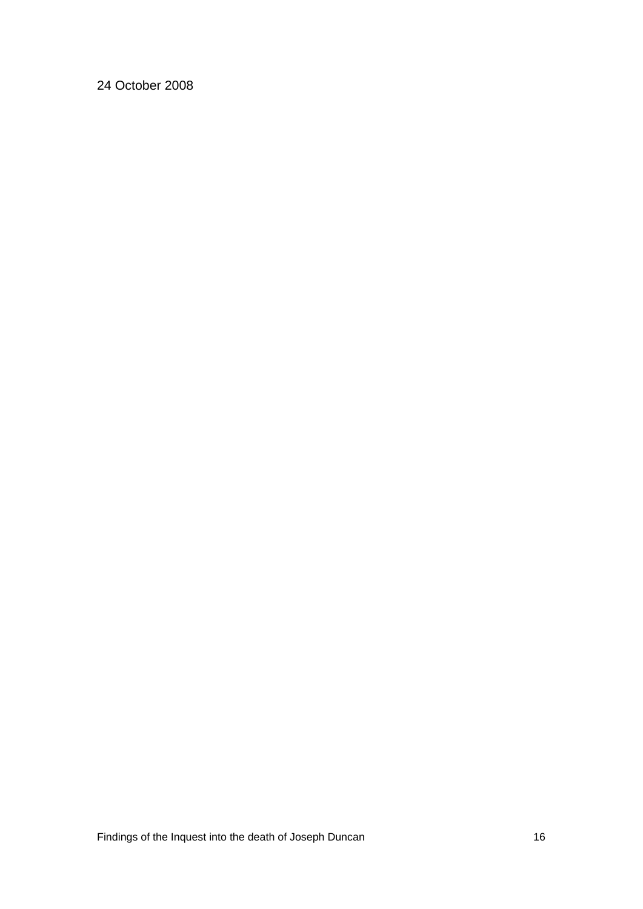24 October 2008